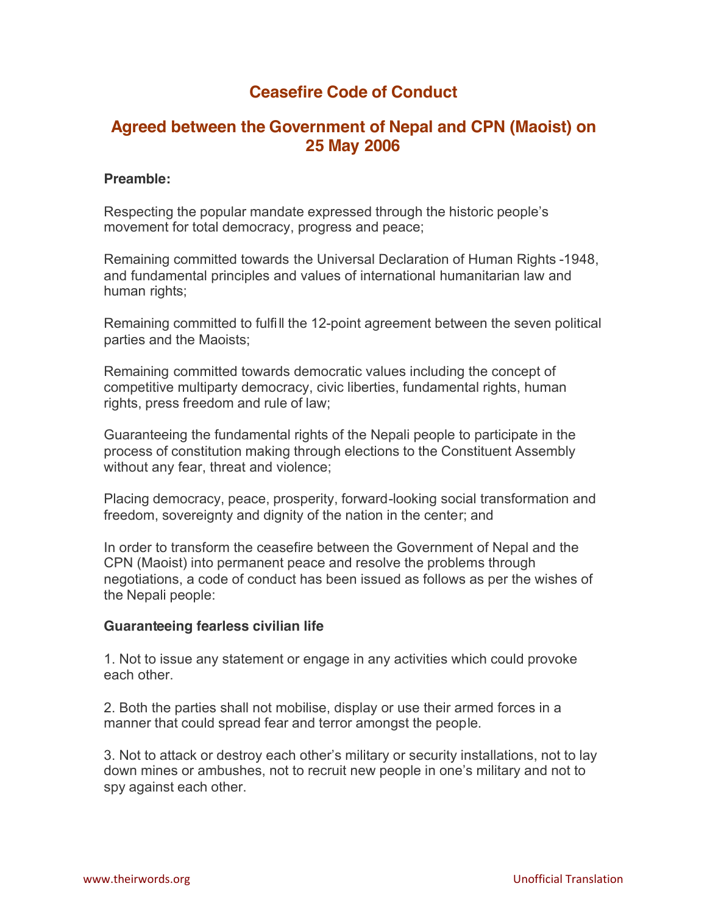# Ceasefire Code of Conduct

## Agreed between the Government of Nepal and CPN (Maoist) on 25 May 2006

**Preamble:**

Respecting the popular mandate expressed through the historic people's movement for total democracy, progress and peace;

Remaining committed towards the Universal Declaration of Human Rights -1948, and fundamental principles and values of international humanitarian law and human rights;

Remaining committed to fulfill the 12-point agreement between the seven political parties and the Maoists;

Remaining committed towards democratic values including the concept of competitive multiparty democracy, civic liberties, fundamental rights, human rights, press freedom and rule of law;

Guaranteeing the fundamental rights of the Nepali people to participate in the process of constitution making through elections to the Constituent Assembly without any fear, threat and violence;

Placing democracy, peace, prosperity, forward-looking social transformation and freedom, sovereignty and dignity of the nation in the center; and

In order to transform the ceasefire between the Government of Nepal and the CPN (Maoist) into permanent peace and resolve the problems through negotiations, a code of conduct has been issued as follows as per the wishes of the Nepali people:

**Guaranteeing fearless civilian life**

1. Not to issue any statement or engage in any activities which could provoke each other.

2. Both the parties shall not mobilise, display or use their armed forces in a manner that could spread fear and terror amongst the people.

3. Not to attack or destroy each other's military or security installations, not to lay down mines or ambushes, not to recruit new people in one's military and not to spy against each other.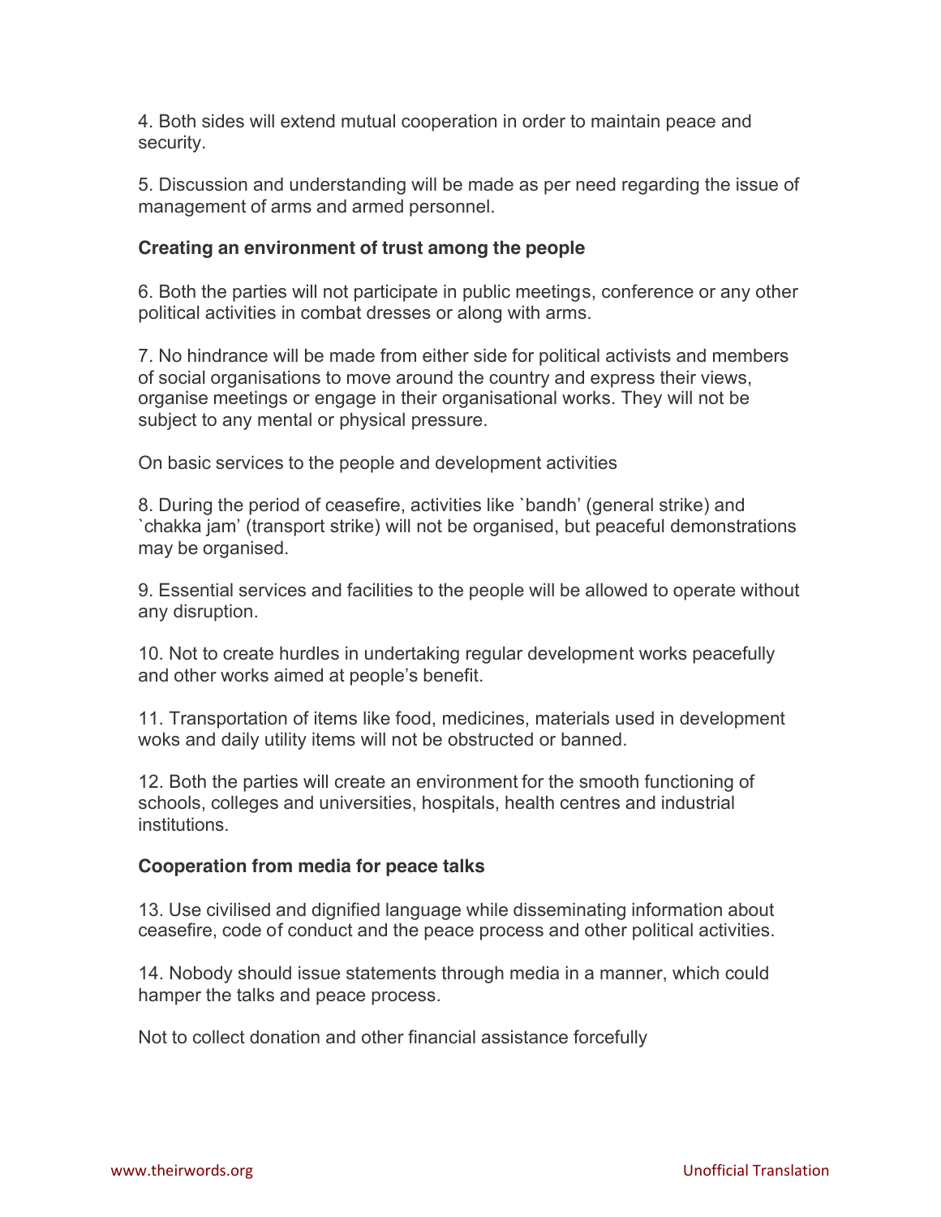4. Both sides will extend mutual cooperation in order to maintain peace and security.

5. Discussion and understanding will be made as per need regarding the issue of management of arms and armed personnel.

**Creating an environment of trust among the people**

6. Both the parties will not participate in public meetings, conference or any other political activities in combat dresses or along with arms.

7. No hindrance will be made from either side for political activists and members of social organisations to move around the country and express their views, organise meetings or engage in their organisational works. They will not be subject to any mental or physical pressure.

On basic services to the people and development activities

8. During the period of ceasefire, activities like `bandh' (general strike) and `chakka jam' (transport strike) will not be organised, but peaceful demonstrations may be organised.

9. Essential services and facilities to the people will be allowed to operate without any disruption.

10. Not to create hurdles in undertaking regular development works peacefully and other works aimed at people's benefit.

11. Transportation of items like food, medicines, materials used in development woks and daily utility items will not be obstructed or banned.

12. Both the parties will create an environment for the smooth functioning of schools, colleges and universities, hospitals, health centres and industrial institutions.

**Cooperation from media for peace talks**

13. Use civilised and dignified language while disseminating information about ceasefire, code of conduct and the peace process and other political activities.

14. Nobody should issue statements through media in a manner, which could hamper the talks and peace process.

Not to collect donation and other financial assistance forcefully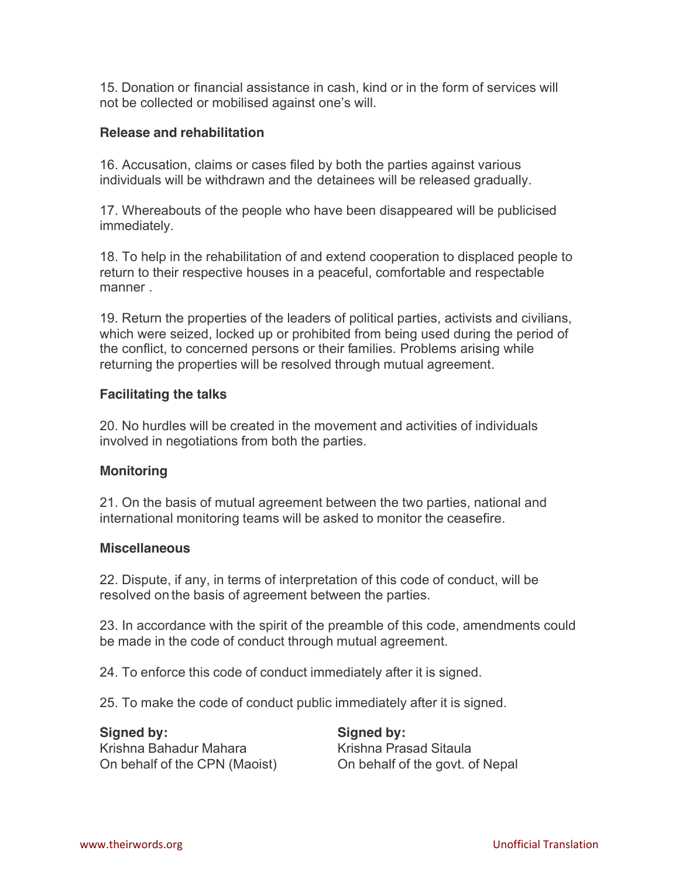15. Donation or financial assistance in cash, kind or in the form of services will not be collected or mobilised against one's will.

**Release and rehabilitation**

16. Accusation, claims or cases filed by both the parties against various individuals will be withdrawn and the detainees will be released gradually.

17. Whereabouts of the people who have been disappeared will be publicised immediately.

18. To help in the rehabilitation of and extend cooperation to displaced people to return to their respective houses in a peaceful, comfortable and respectable manner .

19. Return the properties of the leaders of political parties, activists and civilians, which were seized, locked up or prohibited from being used during the period of the conflict, to concerned persons or their families. Problems arising while returning the properties will be resolved through mutual agreement.

**Facilitating the talks**

20. No hurdles will be created in the movement and activities of individuals involved in negotiations from both the parties.

**Monitoring**

21. On the basis of mutual agreement between the two parties, national and international monitoring teams will be asked to monitor the ceasefire.

**Miscellaneous**

22. Dispute, if any, in terms of interpretation of this code of conduct, will be resolved on the basis of agreement between the parties.

23. In accordance with the spirit of the preamble of this code, amendments could be made in the code of conduct through mutual agreement.

24. To enforce this code of conduct immediately after it is signed.

25. To make the code of conduct public immediately after it is signed.

**Signed by:**
Krishna Bahadur Mahara
On behalf of the CPN (Maoist)

**Signed by:**
Krishna Prasad Sitaula
On behalf of the govt. of Nepal

www.theirwords.org

Unofficial Translation